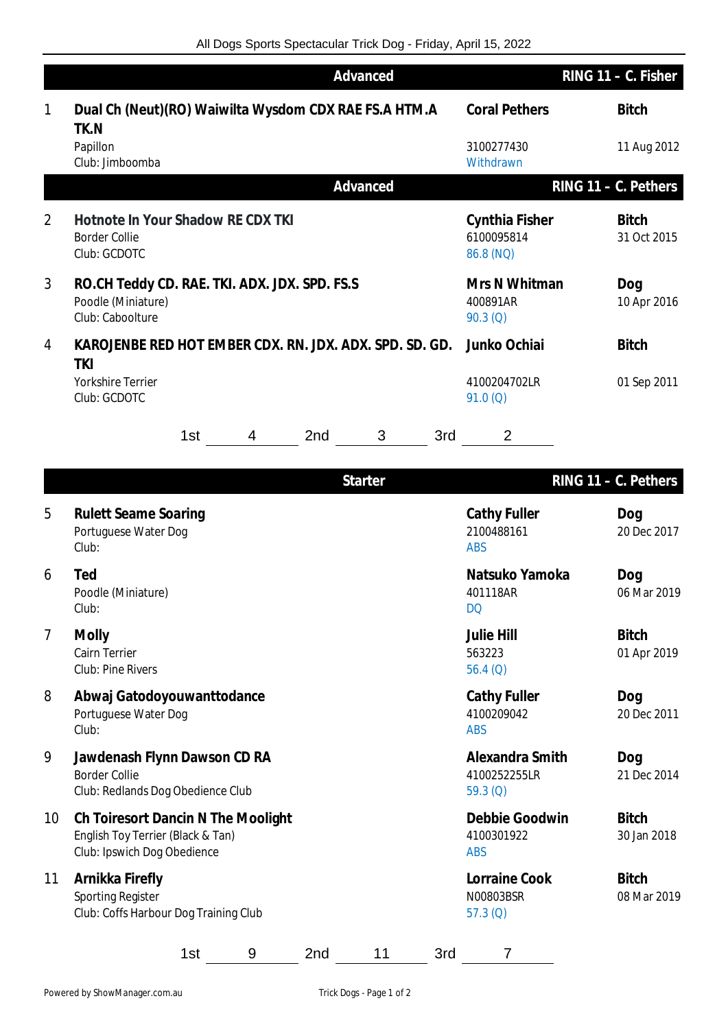All Dogs Sports Spectacular Trick Dog - Friday, April 15, 2022

## Advanced — RING 11 – C. Fisher

| # | Dog | Handler / Result | Sex / DOB |
|---|---|---|---|
| 1 | **Dual Ch (Neut)(RO) Waiwilta Wysdom CDX RAE FS.A HTM.A TK.N**<br>Papillon<br>Club: Jimboomba | **Coral Pethers**<br>3100277430<br>Withdrawn | **Bitch**<br>11 Aug 2012 |

## Advanced — RING 11 – C. Pethers

| # | Dog | Handler / Result | Sex / DOB |
|---|---|---|---|
| 2 | **Hotnote In Your Shadow RE CDX TKI**<br>Border Collie<br>Club: GCDOTC | **Cynthia Fisher**<br>6100095814<br>86.8 (NQ) | **Bitch**<br>31 Oct 2015 |
| 3 | **RO.CH Teddy CD. RAE. TKI. ADX. JDX. SPD. FS.S**<br>Poodle (Miniature)<br>Club: Caboolture | **Mrs N Whitman**<br>400891AR<br>90.3 (Q) | **Dog**<br>10 Apr 2016 |
| 4 | **KAROJENBE RED HOT EMBER CDX. RN. JDX. ADX. SPD. SD. GD. TKI**<br>Yorkshire Terrier<br>Club: GCDOTC | **Junko Ochiai**<br>4100204702LR<br>91.0 (Q) | **Bitch**<br>01 Sep 2011 |

1st 4 &nbsp;&nbsp; 2nd 3 &nbsp;&nbsp; 3rd 2

## Starter — RING 11 – C. Pethers

| # | Dog | Handler / Result | Sex / DOB |
|---|---|---|---|
| 5 | **Rulett Seame Soaring**<br>Portuguese Water Dog<br>Club: | **Cathy Fuller**<br>2100488161<br>ABS | **Dog**<br>20 Dec 2017 |
| 6 | **Ted**<br>Poodle (Miniature)<br>Club: | **Natsuko Yamoka**<br>401118AR<br>DQ | **Dog**<br>06 Mar 2019 |
| 7 | **Molly**<br>Cairn Terrier<br>Club: Pine Rivers | **Julie Hill**<br>563223<br>56.4 (Q) | **Bitch**<br>01 Apr 2019 |
| 8 | **Abwaj Gatodoyouwanttodance**<br>Portuguese Water Dog<br>Club: | **Cathy Fuller**<br>4100209042<br>ABS | **Dog**<br>20 Dec 2011 |
| 9 | **Jawdenash Flynn Dawson CD RA**<br>Border Collie<br>Club: Redlands Dog Obedience Club | **Alexandra Smith**<br>4100252255LR<br>59.3 (Q) | **Dog**<br>21 Dec 2014 |
| 10 | **Ch Toiresort Dancin N The Moolight**<br>English Toy Terrier (Black & Tan)<br>Club: Ipswich Dog Obedience | **Debbie Goodwin**<br>4100301922<br>ABS | **Bitch**<br>30 Jan 2018 |
| 11 | **Arnikka Firefly**<br>Sporting Register<br>Club: Coffs Harbour Dog Training Club | **Lorraine Cook**<br>N00803BSR<br>57.3 (Q) | **Bitch**<br>08 Mar 2019 |

1st 9 &nbsp;&nbsp; 2nd 11 &nbsp;&nbsp; 3rd 7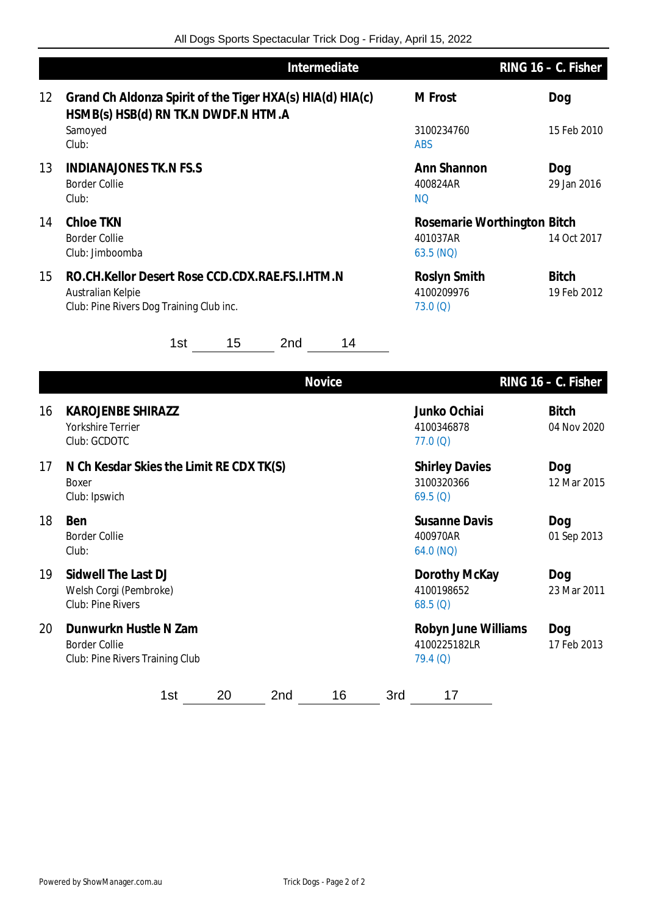## Intermediate — RING 16 – C. Fisher

| # | Dog | Handler | Sex |
|---|---|---|---|
| 12 | **Grand Ch Aldonza Spirit of the Tiger HXA(s) HIA(d) HIA(c) HSMB(s) HSB(d) RN TK.N DWDF.N HTM.A**<br>Samoyed<br>Club: | **M Frost**<br>3100234760<br>ABS | **Dog**<br>15 Feb 2010 |
| 13 | **INDIANAJONES TK.N FS.S**<br>Border Collie<br>Club: | **Ann Shannon**<br>400824AR<br>NQ | **Dog**<br>29 Jan 2016 |
| 14 | **Chloe TKN**<br>Border Collie<br>Club: Jimboomba | **Rosemarie Worthington**<br>401037AR<br>63.5 (NQ) | **Bitch**<br>14 Oct 2017 |
| 15 | **RO.CH.Kellor Desert Rose CCD.CDX.RAE.FS.I.HTM.N**<br>Australian Kelpie<br>Club: Pine Rivers Dog Training Club inc. | **Roslyn Smith**<br>4100209976<br>73.0 (Q) | **Bitch**<br>19 Feb 2012 |

1st 15 2nd 14

## Novice — RING 16 – C. Fisher

| # | Dog | Handler | Sex |
|---|---|---|---|
| 16 | **KAROJENBE SHIRAZZ**<br>Yorkshire Terrier<br>Club: GCDOTC | **Junko Ochiai**<br>4100346878<br>77.0 (Q) | **Bitch**<br>04 Nov 2020 |
| 17 | **N Ch Kesdar Skies the Limit RE CDX TK(S)**<br>Boxer<br>Club: Ipswich | **Shirley Davies**<br>3100320366<br>69.5 (Q) | **Dog**<br>12 Mar 2015 |
| 18 | **Ben**<br>Border Collie<br>Club: | **Susanne Davis**<br>400970AR<br>64.0 (NQ) | **Dog**<br>01 Sep 2013 |
| 19 | **Sidwell The Last DJ**<br>Welsh Corgi (Pembroke)<br>Club: Pine Rivers | **Dorothy McKay**<br>4100198652<br>68.5 (Q) | **Dog**<br>23 Mar 2011 |
| 20 | **Dunwurkn Hustle N Zam**<br>Border Collie<br>Club: Pine Rivers Training Club | **Robyn June Williams**<br>4100225182LR<br>79.4 (Q) | **Dog**<br>17 Feb 2013 |

1st 20 2nd 16 3rd 17